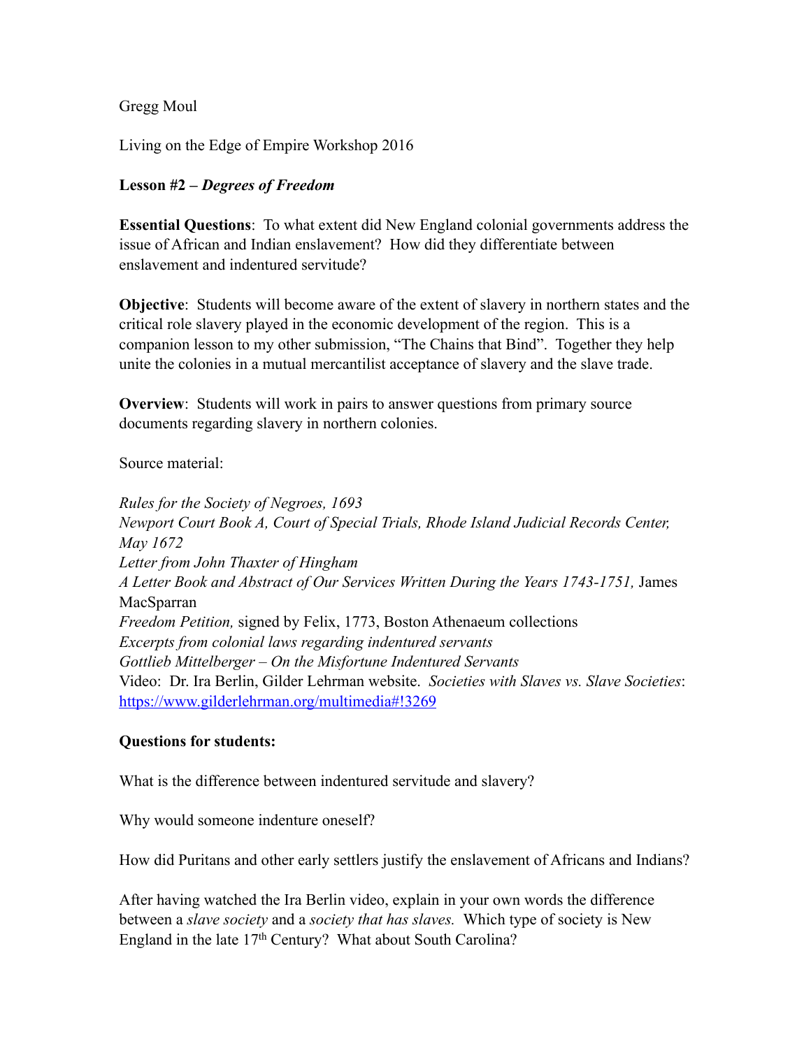Gregg Moul

Living on the Edge of Empire Workshop 2016

**Lesson #2 – *Degrees of Freedom***

**Essential Questions**: To what extent did New England colonial governments address the issue of African and Indian enslavement? How did they differentiate between enslavement and indentured servitude?

**Objective**: Students will become aware of the extent of slavery in northern states and the critical role slavery played in the economic development of the region. This is a companion lesson to my other submission, "The Chains that Bind". Together they help unite the colonies in a mutual mercantilist acceptance of slavery and the slave trade.

**Overview**: Students will work in pairs to answer questions from primary source documents regarding slavery in northern colonies.

Source material:

*Rules for the Society of Negroes, 1693*
*Newport Court Book A, Court of Special Trials, Rhode Island Judicial Records Center, May 1672*
*Letter from John Thaxter of Hingham*
*A Letter Book and Abstract of Our Services Written During the Years 1743-1751,* James MacSparran
*Freedom Petition,* signed by Felix, 1773, Boston Athenaeum collections
*Excerpts from colonial laws regarding indentured servants*
*Gottlieb Mittelberger – On the Misfortune Indentured Servants*
Video: Dr. Ira Berlin, Gilder Lehrman website. *Societies with Slaves vs. Slave Societies*: https://www.gilderlehrman.org/multimedia#!3269

**Questions for students:**

What is the difference between indentured servitude and slavery?

Why would someone indenture oneself?

How did Puritans and other early settlers justify the enslavement of Africans and Indians?

After having watched the Ira Berlin video, explain in your own words the difference between a *slave society* and a *society that has slaves.* Which type of society is New England in the late 17th Century? What about South Carolina?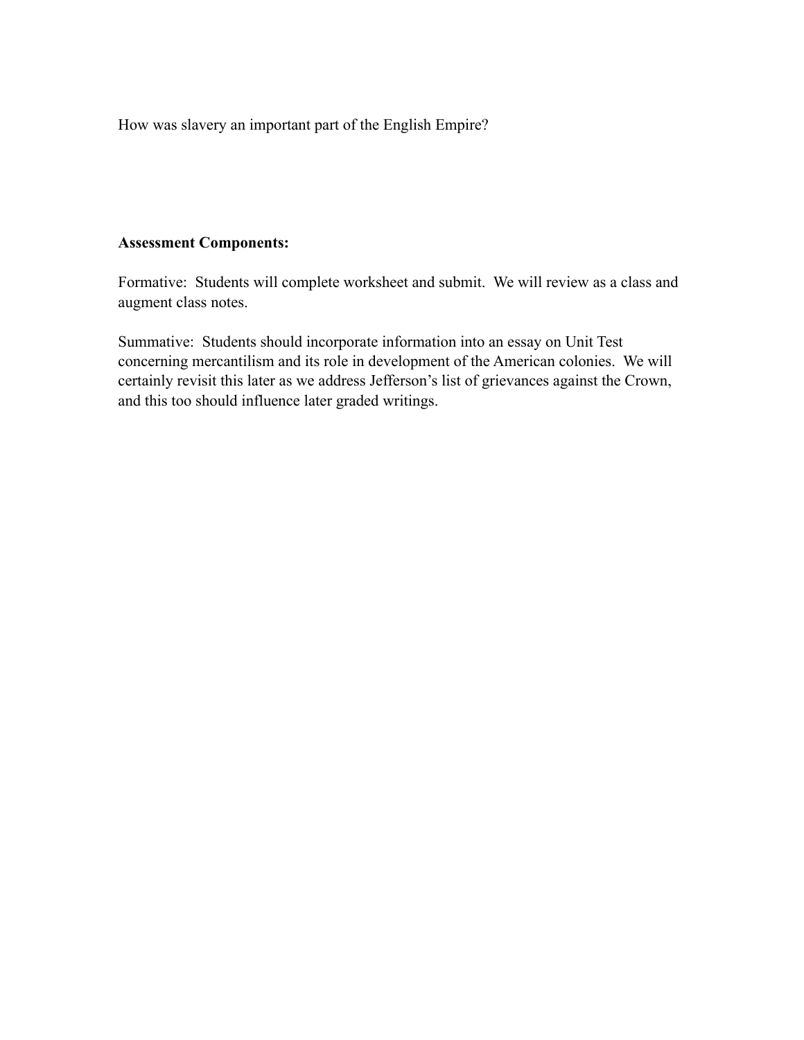How was slavery an important part of the English Empire?

**Assessment Components:**

Formative: Students will complete worksheet and submit. We will review as a class and augment class notes.

Summative: Students should incorporate information into an essay on Unit Test concerning mercantilism and its role in development of the American colonies. We will certainly revisit this later as we address Jefferson's list of grievances against the Crown, and this too should influence later graded writings.